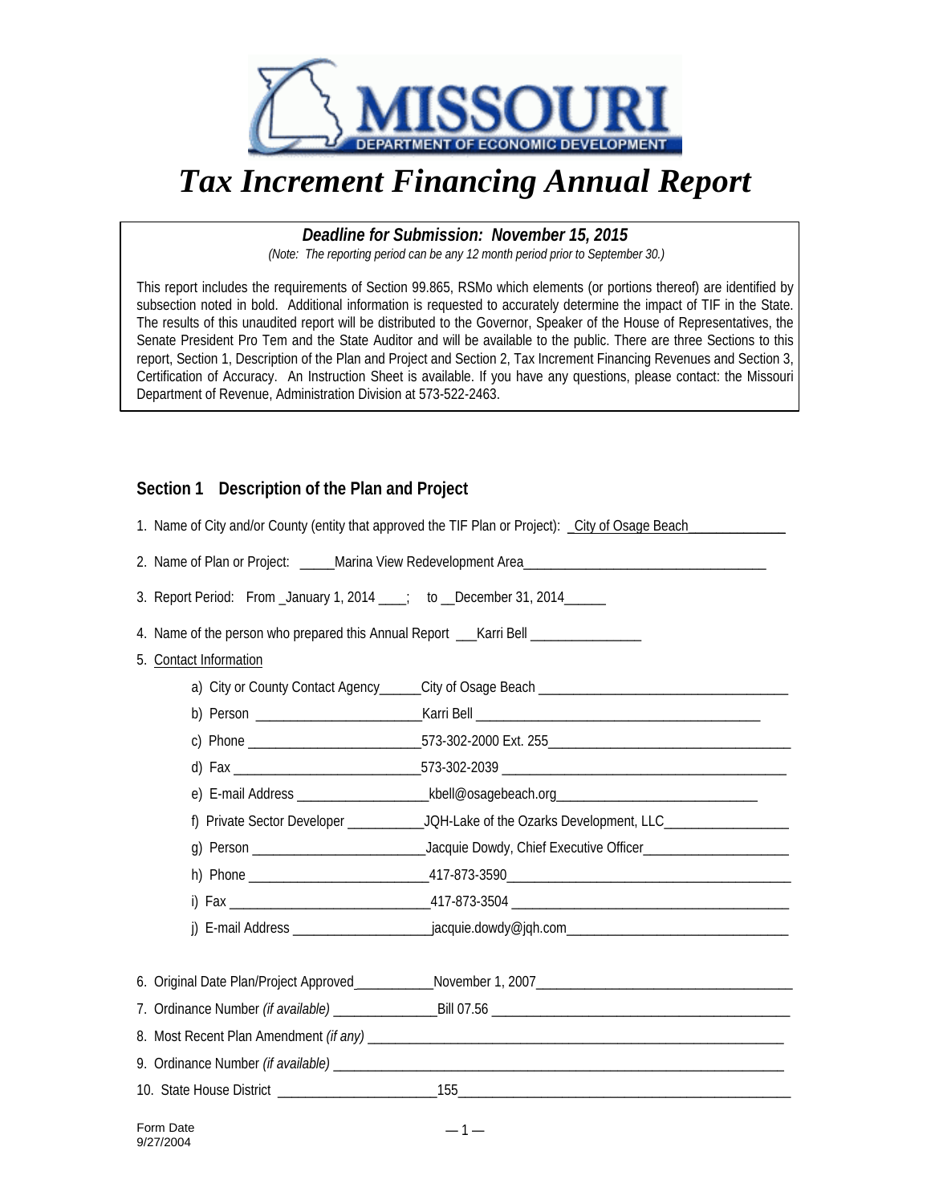# Tax Increment Financing Annual Report

***Deadline for Submission: November 15, 2015***

*(Note: The reporting period can be any 12 month period prior to September 30.)*

This report includes the requirements of Section 99.865, RSMo which elements (or portions thereof) are identified by subsection noted in bold. Additional information is requested to accurately determine the impact of TIF in the State. The results of this unaudited report will be distributed to the Governor, Speaker of the House of Representatives, the Senate President Pro Tem and the State Auditor and will be available to the public. There are three Sections to this report, Section 1, Description of the Plan and Project and Section 2, Tax Increment Financing Revenues and Section 3, Certification of Accuracy. An Instruction Sheet is available. If you have any questions, please contact: the Missouri Department of Revenue, Administration Division at 573-522-2463.

## Section 1 Description of the Plan and Project

1. Name of City and/or County (entity that approved the TIF Plan or Project): City of Osage Beach
2. Name of Plan or Project: Marina View Redevelopment Area
3. Report Period: From January 1, 2014 ; to December 31, 2014
4. Name of the person who prepared this Annual Report Karri Bell
5. Contact Information
   - a) City or County Contact Agency: City of Osage Beach
   - b) Person: Karri Bell
   - c) Phone: 573-302-2000 Ext. 255
   - d) Fax: 573-302-2039
   - e) E-mail Address: kbell@osagebeach.org
   - f) Private Sector Developer: JQH-Lake of the Ozarks Development, LLC
   - g) Person: Jacquie Dowdy, Chief Executive Officer
   - h) Phone: 417-873-3590
   - i) Fax: 417-873-3504
   - j) E-mail Address: jacquie.dowdy@jqh.com
6. Original Date Plan/Project Approved: November 1, 2007
7. Ordinance Number *(if available)*: Bill 07.56
8. Most Recent Plan Amendment *(if any)*: 
9. Ordinance Number *(if available)*: 
10. State House District: 155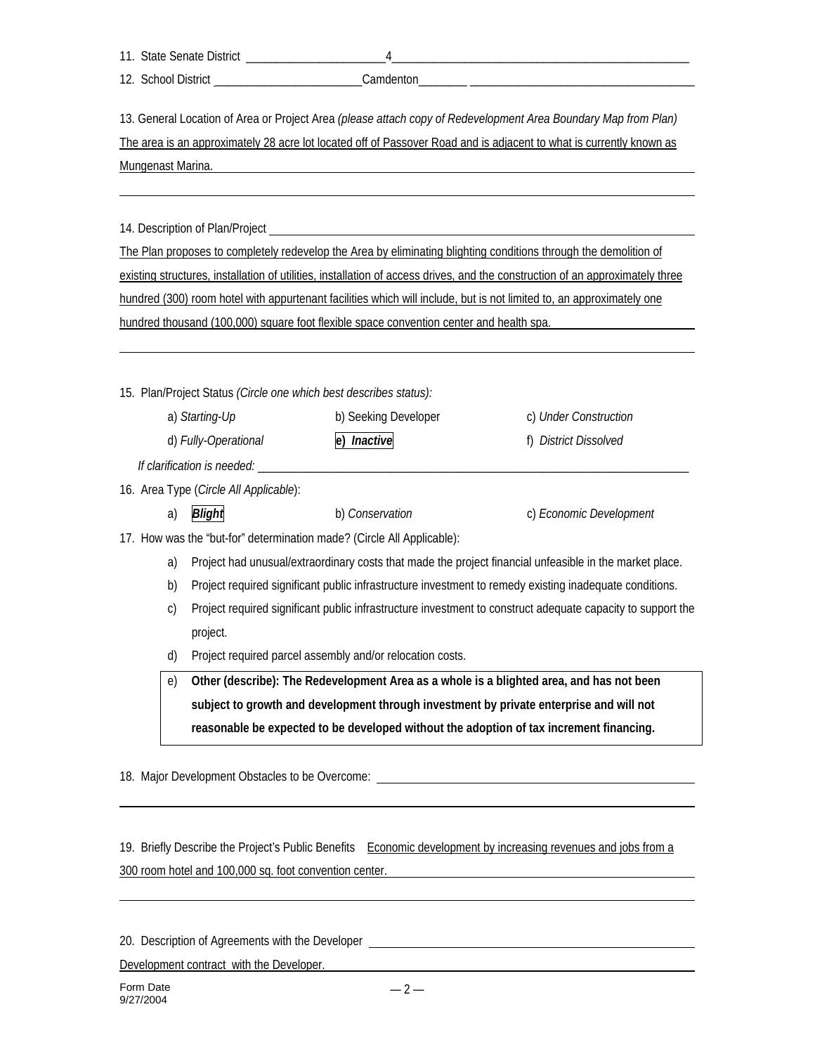11. State Senate District 4

12. School District Camdenton

13. General Location of Area or Project Area *(please attach copy of Redevelopment Area Boundary Map from Plan)*

The area is an approximately 28 acre lot located off of Passover Road and is adjacent to what is currently known as Mungenast Marina.

14. Description of Plan/Project

The Plan proposes to completely redevelop the Area by eliminating blighting conditions through the demolition of existing structures, installation of utilities, installation of access drives, and the construction of an approximately three hundred (300) room hotel with appurtenant facilities which will include, but is not limited to, an approximately one hundred thousand (100,000) square foot flexible space convention center and health spa.

15. Plan/Project Status *(Circle one which best describes status):*

a) *Starting-Up* b) Seeking Developer c) *Under Construction*

d) *Fully-Operational* **e) *Inactive*** f) *District Dissolved*

*If clarification is needed:*

16. Area Type (*Circle All Applicable*):

a) ***Blight*** b) *Conservation* c) *Economic Development*

17. How was the "but-for" determination made? (Circle All Applicable):

a) Project had unusual/extraordinary costs that made the project financial unfeasible in the market place.

b) Project required significant public infrastructure investment to remedy existing inadequate conditions.

c) Project required significant public infrastructure investment to construct adequate capacity to support the project.

d) Project required parcel assembly and/or relocation costs.

e) **Other (describe): The Redevelopment Area as a whole is a blighted area, and has not been subject to growth and development through investment by private enterprise and will not reasonable be expected to be developed without the adoption of tax increment financing.**

18. Major Development Obstacles to be Overcome:

19. Briefly Describe the Project's Public Benefits Economic development by increasing revenues and jobs from a 300 room hotel and 100,000 sq. foot convention center.

20. Description of Agreements with the Developer

Development contract with the Developer.

Form Date 9/27/2004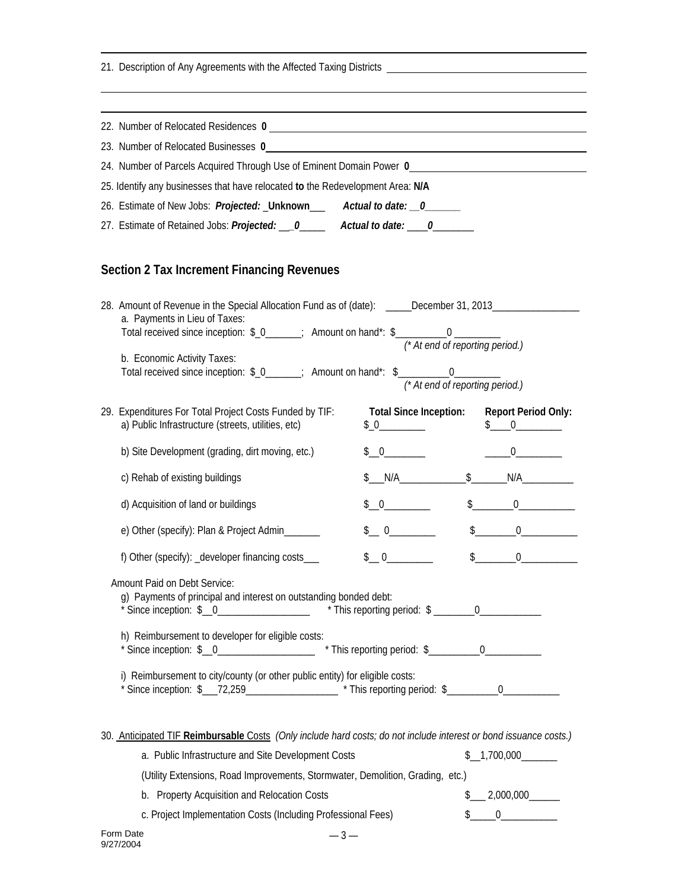21. Description of Any Agreements with the Affected Taxing Districts

22. Number of Relocated Residences **0**

23. Number of Relocated Businesses **0**

24. Number of Parcels Acquired Through Use of Eminent Domain Power **0**

25. Identify any businesses that have relocated **to** the Redevelopment Area: **N/A**

26. Estimate of New Jobs: ***Projected:*** **_Unknown___** ***Actual to date: __0______***

27. Estimate of Retained Jobs: ***Projected: __0_____*** ***Actual to date: ____0________***

## Section 2 Tax Increment Financing Revenues

28. Amount of Revenue in the Special Allocation Fund as of (date): _____December 31, 2013_________________

a. Payments in Lieu of Taxes:
Total received since inception: $_0_______; Amount on hand*: $__________0 _________
*(* At end of reporting period.)*

b. Economic Activity Taxes:
Total received since inception: $_0_______; Amount on hand*: $__________0_________
*(* At end of reporting period.)*

| 29. Expenditures For Total Project Costs Funded by TIF: | **Total Since Inception:** | **Report Period Only:** |
|---|---|---|
| a) Public Infrastructure (streets, utilities, etc) | $_0_________ | $____0_________ |
| b) Site Development (grading, dirt moving, etc.) | $__0________ | _____0_________ |
| c) Rehab of existing buildings | $___N/A_____________ | $_______N/A__________ |
| d) Acquisition of land or buildings | $__0_________ | $________0___________ |
| e) Other (specify): Plan & Project Admin_______ | $__ 0_________ | $________0___________ |
| f) Other (specify): _developer financing costs___ | $__ 0_________ | $________0___________ |

Amount Paid on Debt Service:

g) Payments of principal and interest on outstanding bonded debt:
* Since inception: $__0__________________ * This reporting period: $ ________0____________

h) Reimbursement to developer for eligible costs:
* Since inception: $__0___________________ * This reporting period: $__________0___________

i) Reimbursement to city/county (or other public entity) for eligible costs:
* Since inception: $___72,259__________________ * This reporting period: $__________0___________

30. Anticipated TIF **Reimbursable** Costs *(Only include hard costs; do not include interest or bond issuance costs.)*

a. Public Infrastructure and Site Development Costs $__1,700,000_______

(Utility Extensions, Road Improvements, Stormwater, Demolition, Grading, etc.)

b. Property Acquisition and Relocation Costs $___ 2,000,000______

c. Project Implementation Costs (Including Professional Fees) $_____0___________

Form Date 9/27/2004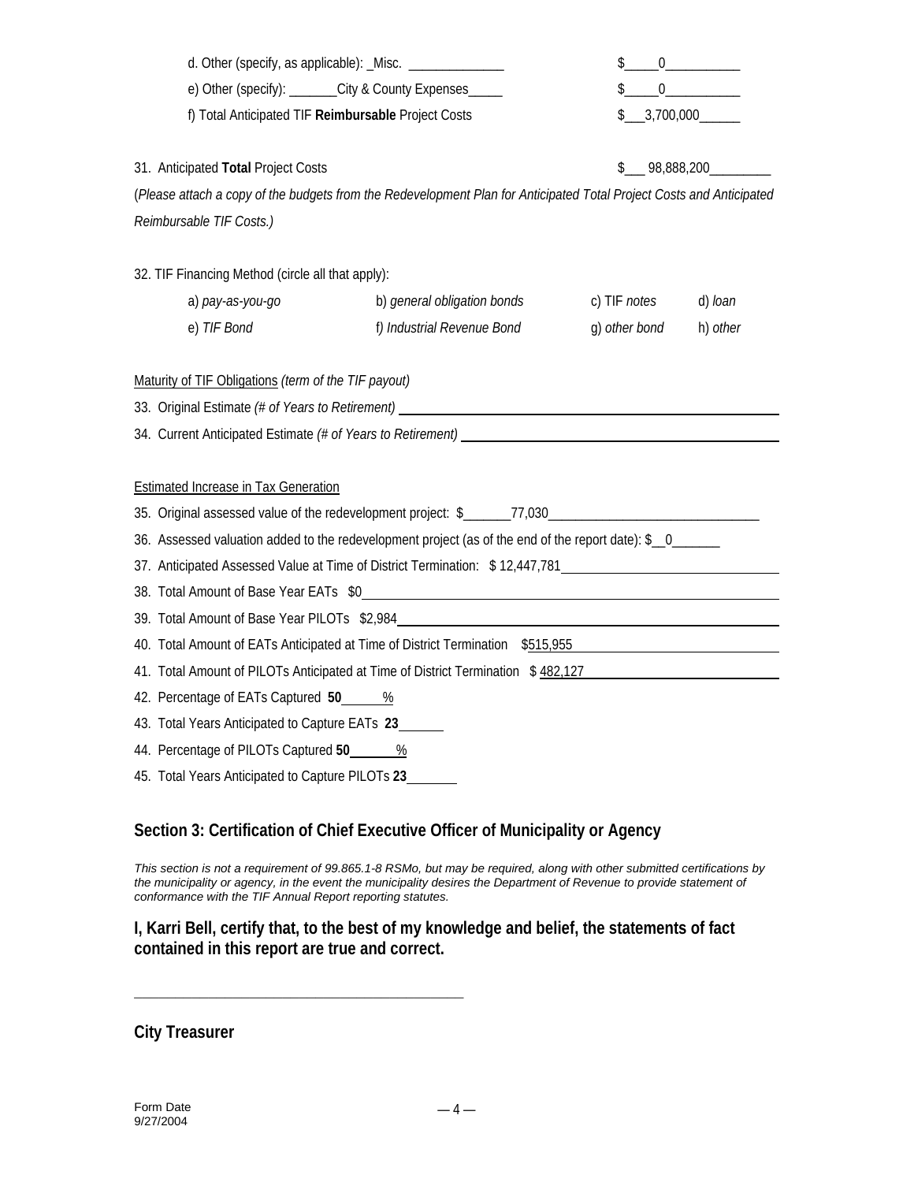d. Other (specify, as applicable): _Misc. ______________ $_____0___________

e) Other (specify): _______City & County Expenses_____ $_____0___________

f) Total Anticipated TIF **Reimbursable** Project Costs $___3,700,000______

31. Anticipated **Total** Project Costs $___ 98,888,200_________

(*Please attach a copy of the budgets from the Redevelopment Plan for Anticipated Total Project Costs and Anticipated Reimbursable TIF Costs.)*

32. TIF Financing Method (circle all that apply):

| | | | |
|---|---|---|---|
| a) *pay-as-you-go* | b) *general obligation bonds* | c) TIF *notes* | d) *loan* |
| e) *TIF Bond* | f) *Industrial Revenue Bond* | g) *other bond* | h) *other* |

Maturity of TIF Obligations *(term of the TIF payout)*

33. Original Estimate *(# of Years to Retirement)* ______________________________

34. Current Anticipated Estimate *(# of Years to Retirement)* ______________________________

Estimated Increase in Tax Generation

35. Original assessed value of the redevelopment project: $_______77,030_______________________________

36. Assessed valuation added to the redevelopment project (as of the end of the report date): $__0_______

37. Anticipated Assessed Value at Time of District Termination: $ 12,447,781

38. Total Amount of Base Year EATs $0

39. Total Amount of Base Year PILOTs $2,984

40. Total Amount of EATs Anticipated at Time of District Termination $515,955

41. Total Amount of PILOTs Anticipated at Time of District Termination $ 482,127

42. Percentage of EATs Captured **50** %

43. Total Years Anticipated to Capture EATs **23**

44. Percentage of PILOTs Captured **50** %

45. Total Years Anticipated to Capture PILOTs **23**

## Section 3: Certification of Chief Executive Officer of Municipality or Agency

*This section is not a requirement of 99.865.1-8 RSMo, but may be required, along with other submitted certifications by the municipality or agency, in the event the municipality desires the Department of Revenue to provide statement of conformance with the TIF Annual Report reporting statutes.*

**I, Karri Bell, certify that, to the best of my knowledge and belief, the statements of fact contained in this report are true and correct.**

_______________________________________________

**City Treasurer**

Form Date
9/27/2004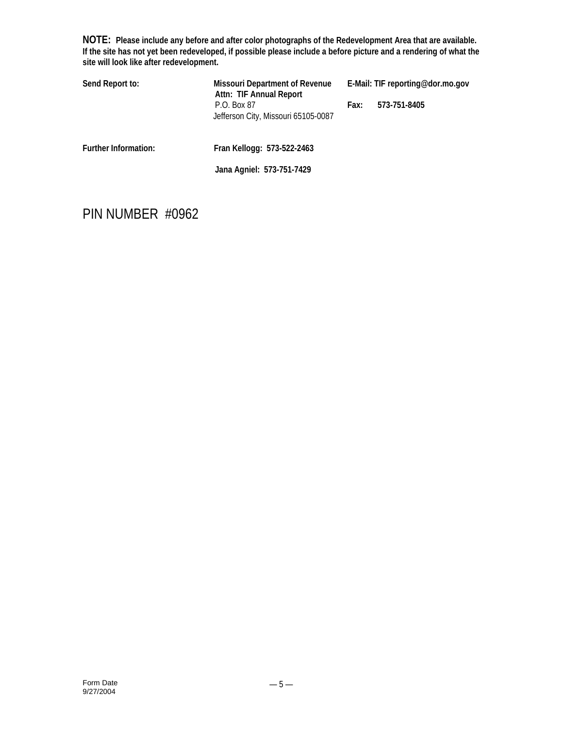**NOTE: Please include any before and after color photographs of the Redevelopment Area that are available. If the site has not yet been redeveloped, if possible please include a before picture and a rendering of what the site will look like after redevelopment.**

| | | |
|---|---|---|
| **Send Report to:** | **Missouri Department of Revenue**<br>**Attn: TIF Annual Report**<br>P.O. Box 87<br>Jefferson City, Missouri 65105-0087 | **E-Mail: TIF reporting@dor.mo.gov**<br><br>**Fax: 573-751-8405** |
| **Further Information:** | **Fran Kellogg: 573-522-2463**<br><br>**Jana Agniel: 573-751-7429** | |

PIN NUMBER #0962

Form Date
9/27/2004